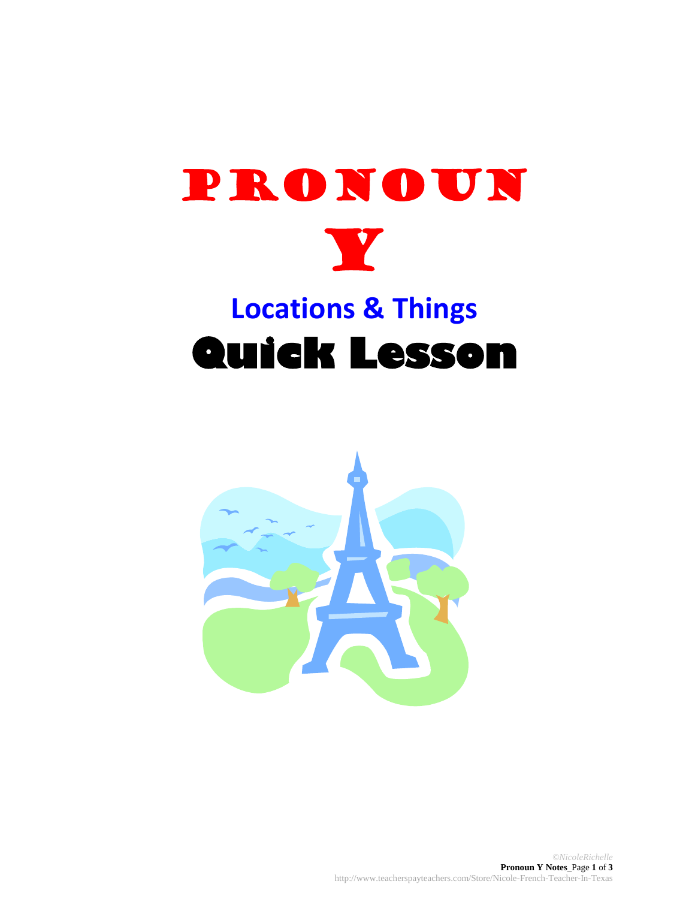# PRONOUN Y

## Locations & Things

# Quick Lesson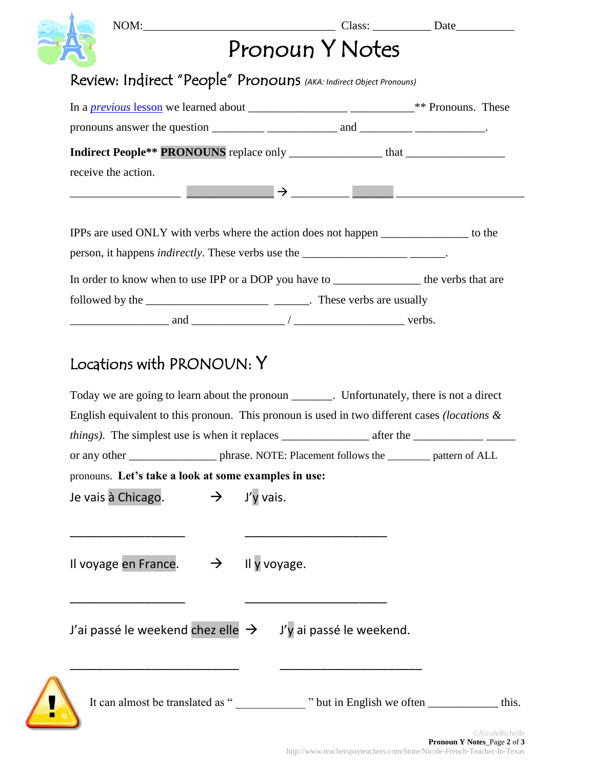NOM:_________________________________ Class: __________ Date__________

# Pronoun Y Notes

## Review: Indirect "People" Pronouns *(AKA: Indirect Object Pronouns)*

In a *previous* lesson we learned about _________________ ___________** Pronouns. These pronouns answer the question _________ ____________ and _________ ____________.

**Indirect People\*\* PRONOUNS** replace only _______________ that _________________ receive the action.

___________________ _______________ → __________ _______ ______________________

IPPs are used ONLY with verbs where the action does not happen _______________ to the person, it happens *indirectly*. These verbs use the __________________ ______.

In order to know when to use IPP or a DOP you have to _______________ the verbs that are followed by the _____________________ ______. These verbs are usually _________________ and ________________ / ___________________ verbs.

## Locations with PRONOUN: Y

Today we are going to learn about the pronoun _______. Unfortunately, there is not a direct English equivalent to this pronoun. This pronoun is used in two different cases *(locations & things)*. The simplest use is when it replaces _______________ after the ____________ _____ or any other _______________ phrase. NOTE: Placement follows the ________ pattern of ALL pronouns. **Let's take a look at some examples in use:**

Je vais à Chicago. → J'y vais.

___________________ ________________________

Il voyage en France. → Il y voyage.

___________________ ________________________

J'ai passé le weekend chez elle → J'y ai passé le weekend.

___________________________ ________________________

It can almost be translated as " ____________ " but in English we often ____________ this.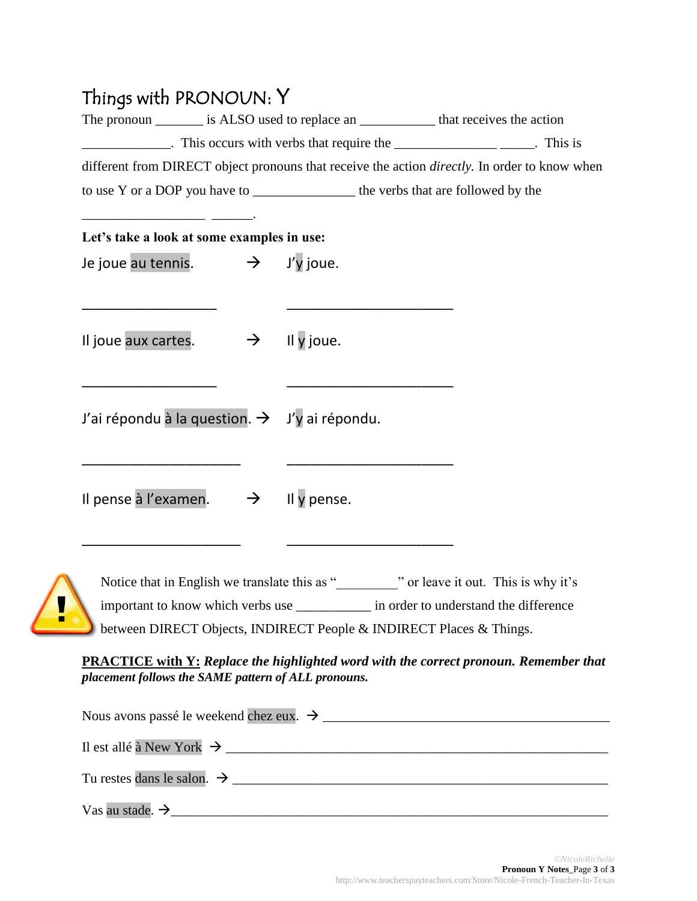## Things with PRONOUN: Y

The pronoun _______ is ALSO used to replace an ___________ that receives the action _____________. This occurs with verbs that require the _______________ _____. This is different from DIRECT object pronouns that receive the action *directly.* In order to know when to use Y or a DOP you have to _______________ the verbs that are followed by the __________________ ______.

**Let's take a look at some examples in use:**

Je joue au tennis. → J'y joue.

___________________ ________________________

Il joue aux cartes. → Il y joue.

___________________ ________________________

J'ai répondu à la question. → J'y ai répondu.

______________________ ________________________

Il pense à l'examen. → Il y pense.

______________________ ________________________

Notice that in English we translate this as "_________" or leave it out. This is why it's important to know which verbs use ___________ in order to understand the difference between DIRECT Objects, INDIRECT People & INDIRECT Places & Things.

**PRACTICE with Y:** ***Replace the highlighted word with the correct pronoun. Remember that placement follows the SAME pattern of ALL pronouns.***

Nous avons passé le weekend chez eux. → __________________________________________

Il est allé à New York → __________________________________________________________

Tu restes dans le salon. → _________________________________________________________

Vas au stade. →____________________________________________________________________